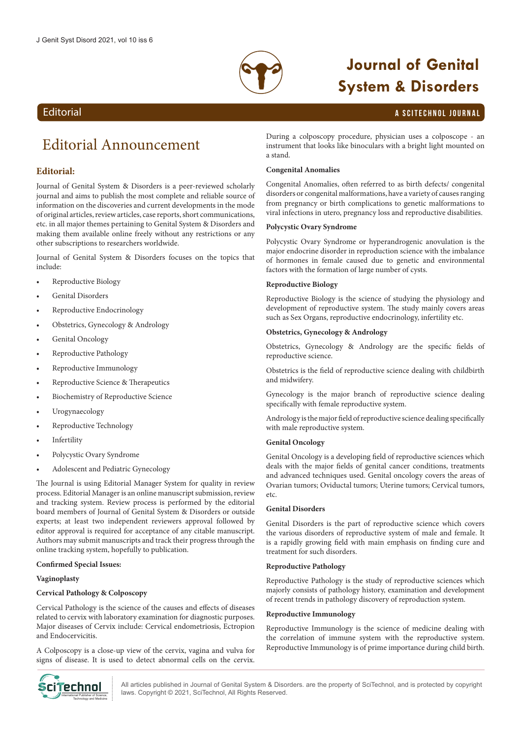# Editorial Announcement

## Editorial:

Journal of Genital System & Disorders is a peer-reviewed scholarly journal and aims to publish the most complete and reliable source of information on the discoveries and current developments in the mode of original articles, review articles, case reports, short communications, etc. in all major themes pertaining to Genital System & Disorders and making them available online freely without any restrictions or any other subscriptions to researchers worldwide.

Journal of Genital System & Disorders focuses on the topics that include:

- Reproductive Biology
- Genital Disorders
- Reproductive Endocrinology
- Obstetrics, Gynecology & Andrology
- Genital Oncology
- Reproductive Pathology
- Reproductive Immunology
- Reproductive Science & Therapeutics
- Biochemistry of Reproductive Science
- Urogynaecology
- Reproductive Technology
- Infertility
- Polycystic Ovary Syndrome
- Adolescent and Pediatric Gynecology

The Journal is using Editorial Manager System for quality in review process. Editorial Manager is an online manuscript submission, review and tracking system. Review process is performed by the editorial board members of Journal of Genital System & Disorders or outside experts; at least two independent reviewers approval followed by editor approval is required for acceptance of any citable manuscript. Authors may submit manuscripts and track their progress through the online tracking system, hopefully to publication.

**Confirmed Special Issues:**

**Vaginoplasty**

**Cervical Pathology & Colposcopy**

Cervical Pathology is the science of the causes and effects of diseases related to cervix with laboratory examination for diagnostic purposes. Major diseases of Cervix include: Cervical endometriosis, Ectropion and Endocervicitis.

A Colposcopy is a close-up view of the cervix, vagina and vulva for signs of disease. It is used to detect abnormal cells on the cervix. During a colposcopy procedure, physician uses a colposcope - an instrument that looks like binoculars with a bright light mounted on a stand.

**Congenital Anomalies**

Congenital Anomalies, often referred to as birth defects/ congenital disorders or congenital malformations, have a variety of causes ranging from pregnancy or birth complications to genetic malformations to viral infections in utero, pregnancy loss and reproductive disabilities.

**Polycystic Ovary Syndrome**

Polycystic Ovary Syndrome or hyperandrogenic anovulation is the major endocrine disorder in reproduction science with the imbalance of hormones in female caused due to genetic and environmental factors with the formation of large number of cysts.

**Reproductive Biology**

Reproductive Biology is the science of studying the physiology and development of reproductive system. The study mainly covers areas such as Sex Organs, reproductive endocrinology, infertility etc.

**Obstetrics, Gynecology & Andrology**

Obstetrics, Gynecology & Andrology are the specific fields of reproductive science.

Obstetrics is the field of reproductive science dealing with childbirth and midwifery.

Gynecology is the major branch of reproductive science dealing specifically with female reproductive system.

Andrology is the major field of reproductive science dealing specifically with male reproductive system.

**Genital Oncology**

Genital Oncology is a developing field of reproductive sciences which deals with the major fields of genital cancer conditions, treatments and advanced techniques used. Genital oncology covers the areas of Ovarian tumors; Oviductal tumors; Uterine tumors; Cervical tumors, etc.

**Genital Disorders**

Genital Disorders is the part of reproductive science which covers the various disorders of reproductive system of male and female. It is a rapidly growing field with main emphasis on finding cure and treatment for such disorders.

**Reproductive Pathology**

Reproductive Pathology is the study of reproductive sciences which majorly consists of pathology history, examination and development of recent trends in pathology discovery of reproduction system.

**Reproductive Immunology**

Reproductive Immunology is the science of medicine dealing with the correlation of immune system with the reproductive system. Reproductive Immunology is of prime importance during child birth.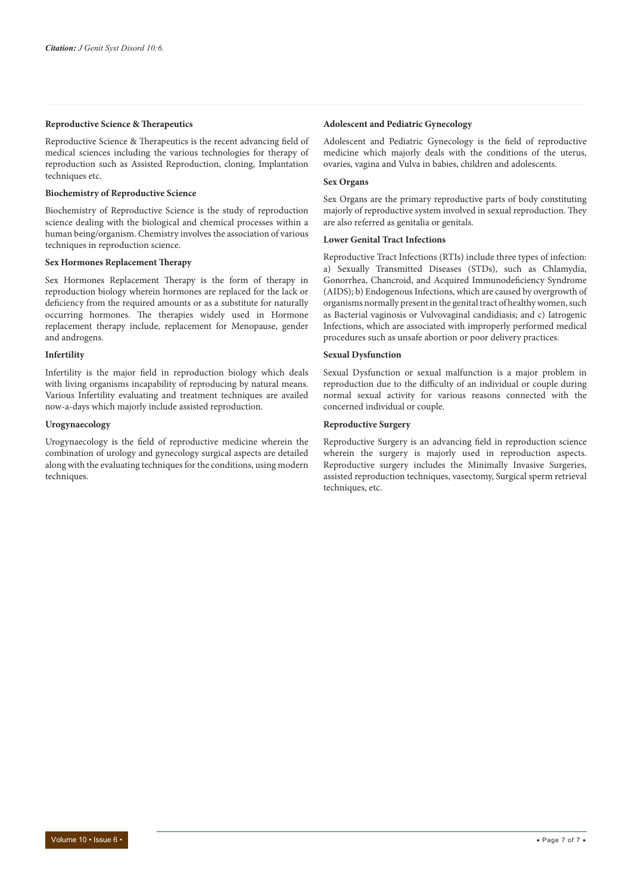**Reproductive Science & Therapeutics**

Reproductive Science & Therapeutics is the recent advancing field of medical sciences including the various technologies for therapy of reproduction such as Assisted Reproduction, cloning, Implantation techniques etc.

**Biochemistry of Reproductive Science**

Biochemistry of Reproductive Science is the study of reproduction science dealing with the biological and chemical processes within a human being/organism. Chemistry involves the association of various techniques in reproduction science.

**Sex Hormones Replacement Therapy**

Sex Hormones Replacement Therapy is the form of therapy in reproduction biology wherein hormones are replaced for the lack or deficiency from the required amounts or as a substitute for naturally occurring hormones. The therapies widely used in Hormone replacement therapy include, replacement for Menopause, gender and androgens.

**Infertility**

Infertility is the major field in reproduction biology which deals with living organisms incapability of reproducing by natural means. Various Infertility evaluating and treatment techniques are availed now-a-days which majorly include assisted reproduction.

**Urogynaecology**

Urogynaecology is the field of reproductive medicine wherein the combination of urology and gynecology surgical aspects are detailed along with the evaluating techniques for the conditions, using modern techniques.

**Adolescent and Pediatric Gynecology**

Adolescent and Pediatric Gynecology is the field of reproductive medicine which majorly deals with the conditions of the uterus, ovaries, vagina and Vulva in babies, children and adolescents.

**Sex Organs**

Sex Organs are the primary reproductive parts of body constituting majorly of reproductive system involved in sexual reproduction. They are also referred as genitalia or genitals.

**Lower Genital Tract Infections**

Reproductive Tract Infections (RTIs) include three types of infection: a) Sexually Transmitted Diseases (STDs), such as Chlamydia, Gonorrhea, Chancroid, and Acquired Immunodeficiency Syndrome (AIDS); b) Endogenous Infections, which are caused by overgrowth of organisms normally present in the genital tract of healthy women, such as Bacterial vaginosis or Vulvovaginal candidiasis; and c) Iatrogenic Infections, which are associated with improperly performed medical procedures such as unsafe abortion or poor delivery practices.

**Sexual Dysfunction**

Sexual Dysfunction or sexual malfunction is a major problem in reproduction due to the difficulty of an individual or couple during normal sexual activity for various reasons connected with the concerned individual or couple.

**Reproductive Surgery**

Reproductive Surgery is an advancing field in reproduction science wherein the surgery is majorly used in reproduction aspects. Reproductive surgery includes the Minimally Invasive Surgeries, assisted reproduction techniques, vasectomy, Surgical sperm retrieval techniques, etc.